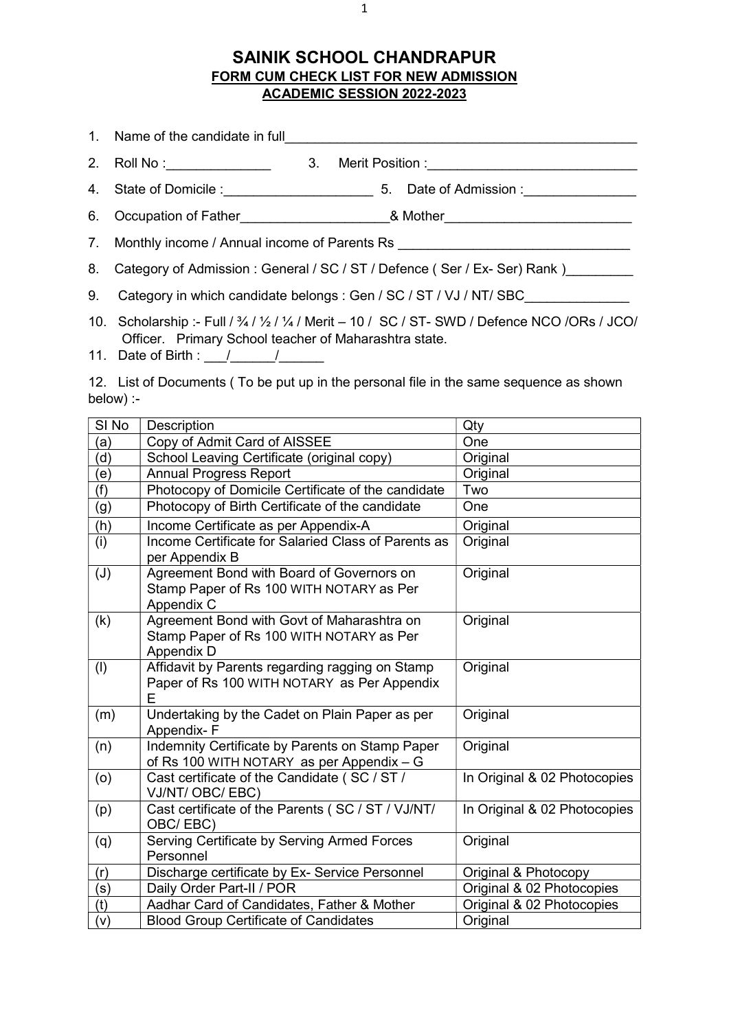# SAINIK SCHOOL CHANDRAPUR

## FORM CUM CHECK LIST FOR NEW ADMISSION

## ACADEMIC SESSION 2022-2023

1. Name of the candidate in full_______________________________________________
2. Roll No :______________ 3. Merit Position :____________________________
4. State of Domicile :____________________ 5. Date of Admission :_______________
6. Occupation of Father____________________& Mother_________________________
7. Monthly income / Annual income of Parents Rs _______________________________
8. Category of Admission : General / SC / ST / Defence ( Ser / Ex- Ser) Rank )_________
9. Category in which candidate belongs : Gen / SC / ST / VJ / NT/ SBC______________
10. Scholarship :- Full / ¾ / ½ / ¼ / Merit – 10 / SC / ST- SWD / Defence NCO /ORs / JCO/ Officer. Primary School teacher of Maharashtra state.
11. Date of Birth : ___/______/______

12. List of Documents ( To be put up in the personal file in the same sequence as shown below) :-

| Sl No | Description | Qty |
|---|---|---|
| (a) | Copy of Admit Card of AISSEE | One |
| (d) | School Leaving Certificate (original copy) | Original |
| (e) | Annual Progress Report | Original |
| (f) | Photocopy of Domicile Certificate of the candidate | Two |
| (g) | Photocopy of Birth Certificate of the candidate | One |
| (h) | Income Certificate as per Appendix-A | Original |
| (i) | Income Certificate for Salaried Class of Parents as per Appendix B | Original |
| (J) | Agreement Bond with Board of Governors on Stamp Paper of Rs 100 WITH NOTARY as Per Appendix C | Original |
| (k) | Agreement Bond with Govt of Maharashtra on Stamp Paper of Rs 100 WITH NOTARY as Per Appendix D | Original |
| (l) | Affidavit by Parents regarding ragging on Stamp Paper of Rs 100 WITH NOTARY as Per Appendix E | Original |
| (m) | Undertaking by the Cadet on Plain Paper as per Appendix- F | Original |
| (n) | Indemnity Certificate by Parents on Stamp Paper of Rs 100 WITH NOTARY as per Appendix – G | Original |
| (o) | Cast certificate of the Candidate ( SC / ST / VJ/NT/ OBC/ EBC) | In Original & 02 Photocopies |
| (p) | Cast certificate of the Parents ( SC / ST / VJ/NT/ OBC/ EBC) | In Original & 02 Photocopies |
| (q) | Serving Certificate by Serving Armed Forces Personnel | Original |
| (r) | Discharge certificate by Ex- Service Personnel | Original & Photocopy |
| (s) | Daily Order Part-II / POR | Original & 02 Photocopies |
| (t) | Aadhar Card of Candidates, Father & Mother | Original & 02 Photocopies |
| (v) | Blood Group Certificate of Candidates | Original |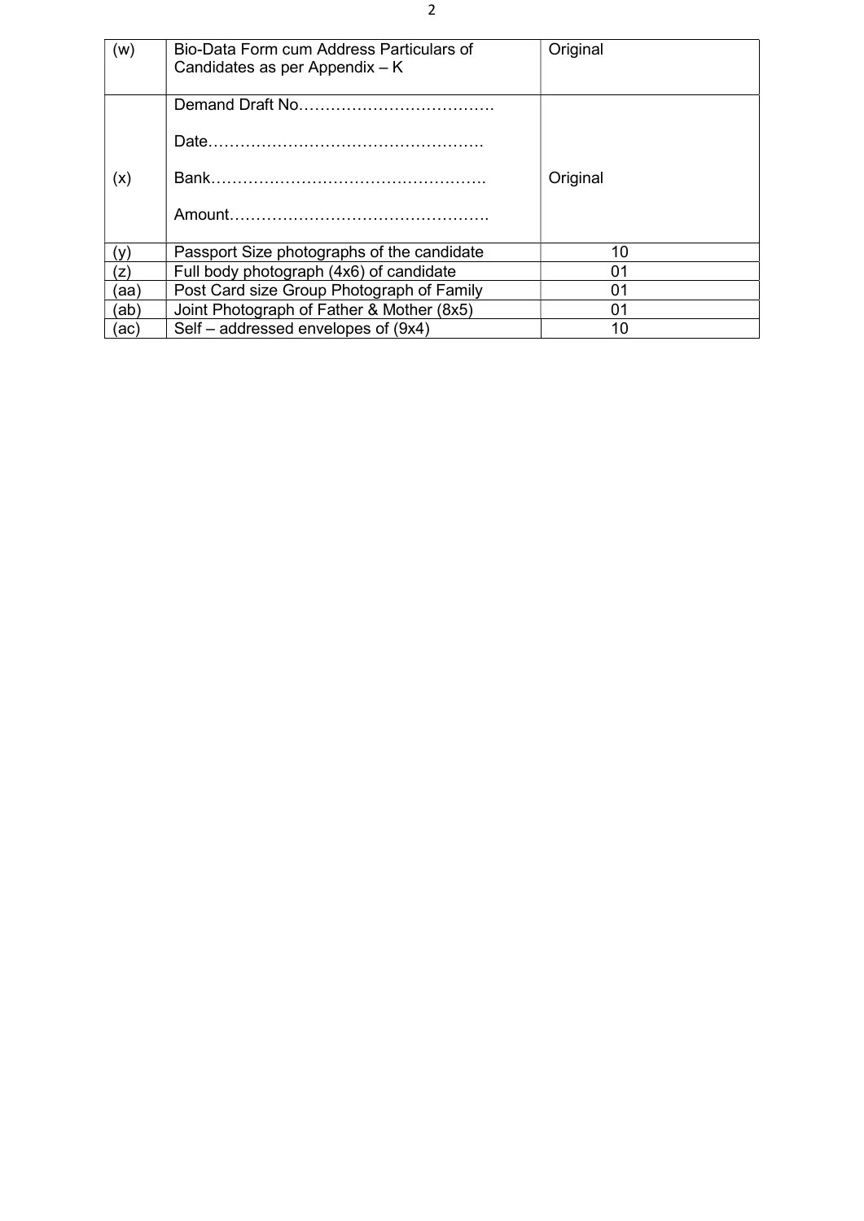| | | |
|---|---|---|
| (w) | Bio-Data Form cum Address Particulars of Candidates as per Appendix – K | Original |
| (x) | Demand Draft No………………………………<br><br>Date……………………………………………<br><br>Bank……………………………………………<br><br>Amount………………………………………… | Original |
| (y) | Passport Size photographs of the candidate | 10 |
| (z) | Full body photograph (4x6) of candidate | 01 |
| (aa) | Post Card size Group Photograph of Family | 01 |
| (ab) | Joint Photograph of Father & Mother (8x5) | 01 |
| (ac) | Self – addressed envelopes of (9x4) | 10 |